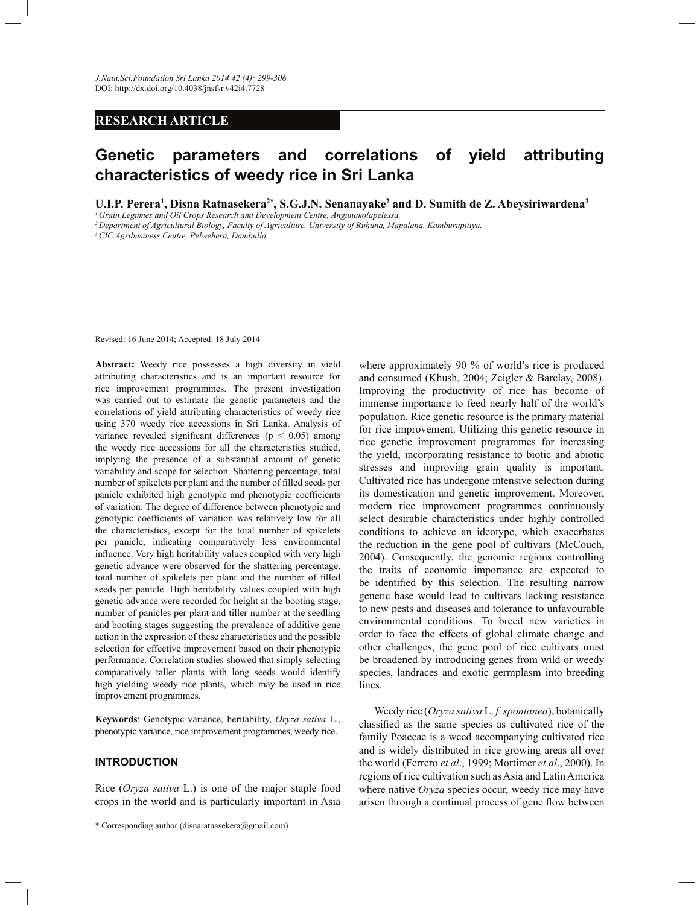RESEARCH ARTICLE

# Genetic parameters and correlations of yield attributing characteristics of weedy rice in Sri Lanka

**U.I.P. Perera[1], Disna Ratnasekera[2*], S.G.J.N. Senanayake[2] and D. Sumith de Z. Abeysiriwardena[3]**

*[1] Grain Legumes and Oil Crops Research and Development Centre, Angunakolapelessa.*
*[2] Department of Agricultural Biology, Faculty of Agriculture, University of Ruhuna, Mapalana, Kamburupitiya.*
*[3] CIC Agribusiness Centre, Pelwehera, Dambulla.*

Revised: 16 June 2014; Accepted: 18 July 2014

**Abstract:** Weedy rice possesses a high diversity in yield attributing characteristics and is an important resource for rice improvement programmes. The present investigation was carried out to estimate the genetic parameters and the correlations of yield attributing characteristics of weedy rice using 370 weedy rice accessions in Sri Lanka. Analysis of variance revealed significant differences ($p < 0.05$) among the weedy rice accessions for all the characteristics studied, implying the presence of a substantial amount of genetic variability and scope for selection. Shattering percentage, total number of spikelets per plant and the number of filled seeds per panicle exhibited high genotypic and phenotypic coefficients of variation. The degree of difference between phenotypic and genotypic coefficients of variation was relatively low for all the characteristics, except for the total number of spikelets per panicle, indicating comparatively less environmental influence. Very high heritability values coupled with very high genetic advance were observed for the shattering percentage, total number of spikelets per plant and the number of filled seeds per panicle. High heritability values coupled with high genetic advance were recorded for height at the booting stage, number of panicles per plant and tiller number at the seedling and booting stages suggesting the prevalence of additive gene action in the expression of these characteristics and the possible selection for effective improvement based on their phenotypic performance. Correlation studies showed that simply selecting comparatively taller plants with long seeds would identify high yielding weedy rice plants, which may be used in rice improvement programmes.

**Keywords**: Genotypic variance, heritability, *Oryza sativa* L., phenotypic variance, rice improvement programmes, weedy rice.

## INTRODUCTION

Rice (*Oryza sativa* L.) is one of the major staple food crops in the world and is particularly important in Asia where approximately 90 % of world's rice is produced and consumed (Khush, 2004; Zeigler & Barclay, 2008). Improving the productivity of rice has become of immense importance to feed nearly half of the world's population. Rice genetic resource is the primary material for rice improvement. Utilizing this genetic resource in rice genetic improvement programmes for increasing the yield, incorporating resistance to biotic and abiotic stresses and improving grain quality is important. Cultivated rice has undergone intensive selection during its domestication and genetic improvement. Moreover, modern rice improvement programmes continuously select desirable characteristics under highly controlled conditions to achieve an ideotype, which exacerbates the reduction in the gene pool of cultivars (McCouch, 2004). Consequently, the genomic regions controlling the traits of economic importance are expected to be identified by this selection. The resulting narrow genetic base would lead to cultivars lacking resistance to new pests and diseases and tolerance to unfavourable environmental conditions. To breed new varieties in order to face the effects of global climate change and other challenges, the gene pool of rice cultivars must be broadened by introducing genes from wild or weedy species, landraces and exotic germplasm into breeding lines.

Weedy rice (*Oryza sativa* L. *f. spontanea*), botanically classified as the same species as cultivated rice of the family Poaceae is a weed accompanying cultivated rice and is widely distributed in rice growing areas all over the world (Ferrero *et al*., 1999; Mortimer *et al*., 2000). In regions of rice cultivation such as Asia and Latin America where native *Oryza* species occur, weedy rice may have arisen through a continual process of gene flow between

* Corresponding author (disnaratnasekera@gmail.com)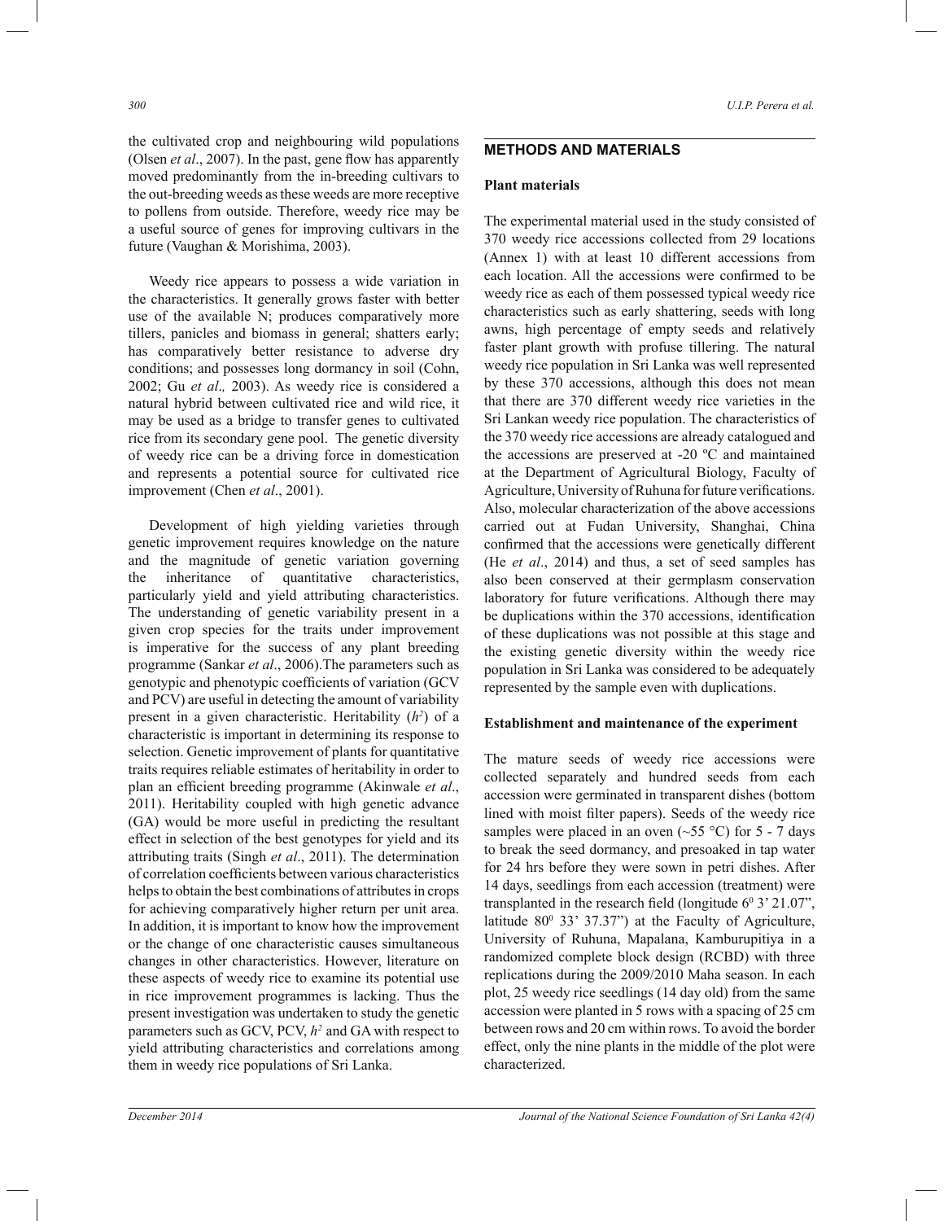the cultivated crop and neighbouring wild populations (Olsen *et al*., 2007). In the past, gene flow has apparently moved predominantly from the in-breeding cultivars to the out-breeding weeds as these weeds are more receptive to pollens from outside. Therefore, weedy rice may be a useful source of genes for improving cultivars in the future (Vaughan & Morishima, 2003).

Weedy rice appears to possess a wide variation in the characteristics. It generally grows faster with better use of the available N; produces comparatively more tillers, panicles and biomass in general; shatters early; has comparatively better resistance to adverse dry conditions; and possesses long dormancy in soil (Cohn, 2002; Gu *et al*., 2003). As weedy rice is considered a natural hybrid between cultivated rice and wild rice, it may be used as a bridge to transfer genes to cultivated rice from its secondary gene pool. The genetic diversity of weedy rice can be a driving force in domestication and represents a potential source for cultivated rice improvement (Chen *et al*., 2001).

Development of high yielding varieties through genetic improvement requires knowledge on the nature and the magnitude of genetic variation governing the inheritance of quantitative characteristics, particularly yield and yield attributing characteristics. The understanding of genetic variability present in a given crop species for the traits under improvement is imperative for the success of any plant breeding programme (Sankar *et al*., 2006).The parameters such as genotypic and phenotypic coefficients of variation (GCV and PCV) are useful in detecting the amount of variability present in a given characteristic. Heritability ($h^2$) of a characteristic is important in determining its response to selection. Genetic improvement of plants for quantitative traits requires reliable estimates of heritability in order to plan an efficient breeding programme (Akinwale *et al*., 2011). Heritability coupled with high genetic advance (GA) would be more useful in predicting the resultant effect in selection of the best genotypes for yield and its attributing traits (Singh *et al*., 2011). The determination of correlation coefficients between various characteristics helps to obtain the best combinations of attributes in crops for achieving comparatively higher return per unit area. In addition, it is important to know how the improvement or the change of one characteristic causes simultaneous changes in other characteristics. However, literature on these aspects of weedy rice to examine its potential use in rice improvement programmes is lacking. Thus the present investigation was undertaken to study the genetic parameters such as GCV, PCV, $h^2$ and GA with respect to yield attributing characteristics and correlations among them in weedy rice populations of Sri Lanka.

## METHODS AND MATERIALS

### Plant materials

The experimental material used in the study consisted of 370 weedy rice accessions collected from 29 locations (Annex 1) with at least 10 different accessions from each location. All the accessions were confirmed to be weedy rice as each of them possessed typical weedy rice characteristics such as early shattering, seeds with long awns, high percentage of empty seeds and relatively faster plant growth with profuse tillering. The natural weedy rice population in Sri Lanka was well represented by these 370 accessions, although this does not mean that there are 370 different weedy rice varieties in the Sri Lankan weedy rice population. The characteristics of the 370 weedy rice accessions are already catalogued and the accessions are preserved at -20 ºC and maintained at the Department of Agricultural Biology, Faculty of Agriculture, University of Ruhuna for future verifications. Also, molecular characterization of the above accessions carried out at Fudan University, Shanghai, China confirmed that the accessions were genetically different (He *et al*., 2014) and thus, a set of seed samples has also been conserved at their germplasm conservation laboratory for future verifications. Although there may be duplications within the 370 accessions, identification of these duplications was not possible at this stage and the existing genetic diversity within the weedy rice population in Sri Lanka was considered to be adequately represented by the sample even with duplications.

### Establishment and maintenance of the experiment

The mature seeds of weedy rice accessions were collected separately and hundred seeds from each accession were germinated in transparent dishes (bottom lined with moist filter papers). Seeds of the weedy rice samples were placed in an oven (~55 °C) for 5 - 7 days to break the seed dormancy, and presoaked in tap water for 24 hrs before they were sown in petri dishes. After 14 days, seedlings from each accession (treatment) were transplanted in the research field (longitude $6^0$ 3' 21.07", latitude $80^0$ 33' 37.37") at the Faculty of Agriculture, University of Ruhuna, Mapalana, Kamburupitiya in a randomized complete block design (RCBD) with three replications during the 2009/2010 Maha season. In each plot, 25 weedy rice seedlings (14 day old) from the same accession were planted in 5 rows with a spacing of 25 cm between rows and 20 cm within rows. To avoid the border effect, only the nine plants in the middle of the plot were characterized.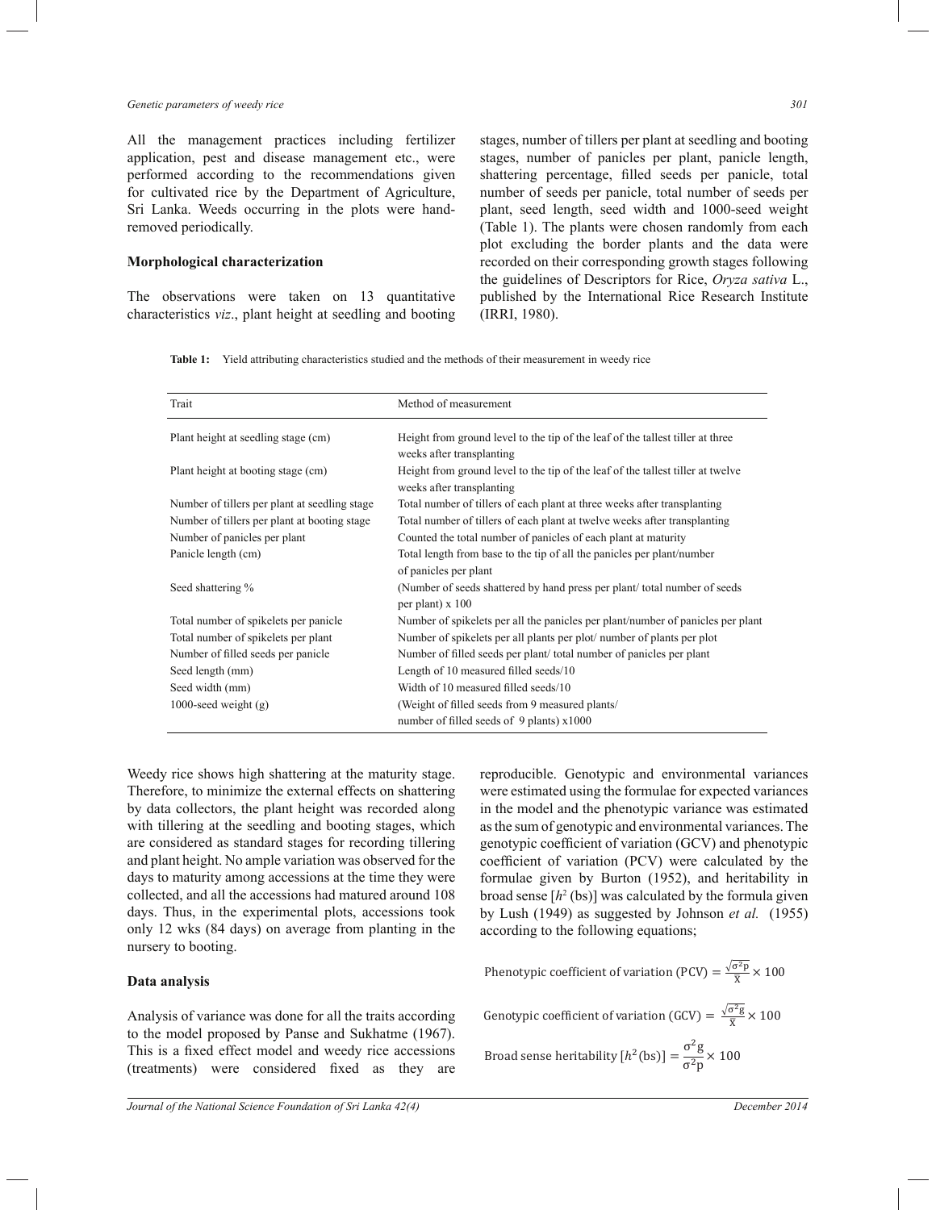All the management practices including fertilizer application, pest and disease management etc., were performed according to the recommendations given for cultivated rice by the Department of Agriculture, Sri Lanka. Weeds occurring in the plots were hand-removed periodically.

**Morphological characterization**

The observations were taken on 13 quantitative characteristics *viz*., plant height at seedling and booting stages, number of tillers per plant at seedling and booting stages, number of panicles per plant, panicle length, shattering percentage, filled seeds per panicle, total number of seeds per panicle, total number of seeds per plant, seed length, seed width and 1000-seed weight (Table 1). The plants were chosen randomly from each plot excluding the border plants and the data were recorded on their corresponding growth stages following the guidelines of Descriptors for Rice, *Oryza sativa* L., published by the International Rice Research Institute (IRRI, 1980).

**Table 1:** Yield attributing characteristics studied and the methods of their measurement in weedy rice

| Trait | Method of measurement |
|---|---|
| Plant height at seedling stage (cm) | Height from ground level to the tip of the leaf of the tallest tiller at three weeks after transplanting |
| Plant height at booting stage (cm) | Height from ground level to the tip of the leaf of the tallest tiller at twelve weeks after transplanting |
| Number of tillers per plant at seedling stage | Total number of tillers of each plant at three weeks after transplanting |
| Number of tillers per plant at booting stage | Total number of tillers of each plant at twelve weeks after transplanting |
| Number of panicles per plant | Counted the total number of panicles of each plant at maturity |
| Panicle length (cm) | Total length from base to the tip of all the panicles per plant/number of panicles per plant |
| Seed shattering % | (Number of seeds shattered by hand press per plant/ total number of seeds per plant) x 100 |
| Total number of spikelets per panicle | Number of spikelets per all the panicles per plant/number of panicles per plant |
| Total number of spikelets per plant | Number of spikelets per all plants per plot/ number of plants per plot |
| Number of filled seeds per panicle | Number of filled seeds per plant/ total number of panicles per plant |
| Seed length (mm) | Length of 10 measured filled seeds/10 |
| Seed width (mm) | Width of 10 measured filled seeds/10 |
| 1000-seed weight (g) | (Weight of filled seeds from 9 measured plants/ number of filled seeds of 9 plants) x1000 |

Weedy rice shows high shattering at the maturity stage. Therefore, to minimize the external effects on shattering by data collectors, the plant height was recorded along with tillering at the seedling and booting stages, which are considered as standard stages for recording tillering and plant height. No ample variation was observed for the days to maturity among accessions at the time they were collected, and all the accessions had matured around 108 days. Thus, in the experimental plots, accessions took only 12 wks (84 days) on average from planting in the nursery to booting.

**Data analysis**

Analysis of variance was done for all the traits according to the model proposed by Panse and Sukhatme (1967). This is a fixed effect model and weedy rice accessions (treatments) were considered fixed as they are reproducible. Genotypic and environmental variances were estimated using the formulae for expected variances in the model and the phenotypic variance was estimated as the sum of genotypic and environmental variances. The genotypic coefficient of variation (GCV) and phenotypic coefficient of variation (PCV) were calculated by the formulae given by Burton (1952), and heritability in broad sense [$h^2$ (bs)] was calculated by the formula given by Lush (1949) as suggested by Johnson *et al.* (1955) according to the following equations;

$$\text{Phenotypic coefficient of variation (PCV)} = \frac{\sqrt{\sigma^2 p}}{\bar{X}} \times 100$$

$$\text{Genotypic coefficient of variation (GCV)} = \frac{\sqrt{\sigma^2 g}}{\bar{X}} \times 100$$

$$\text{Broad sense heritability } [h^2(\text{bs})] = \frac{\sigma^2 g}{\sigma^2 p} \times 100$$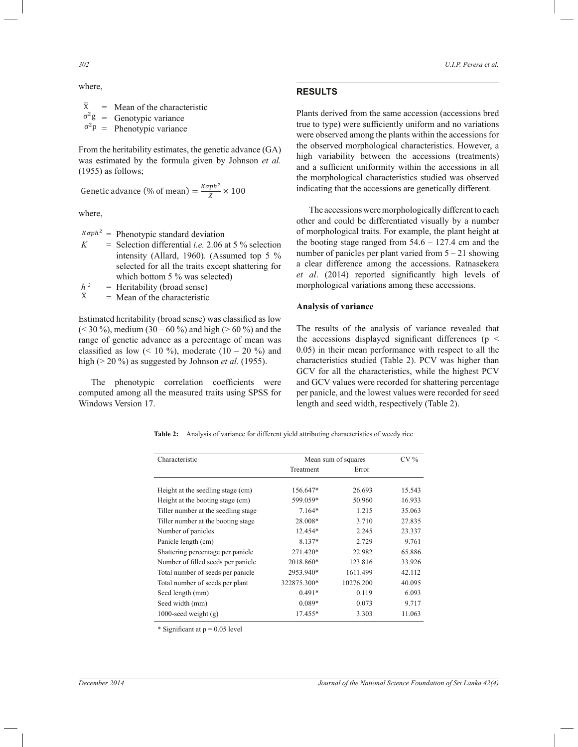where,

$\overline{X}$ = Mean of the characteristic
$\sigma^2 g$ = Genotypic variance
$\sigma^2 p$ = Phenotypic variance

From the heritability estimates, the genetic advance (GA) was estimated by the formula given by Johnson *et al.* (1955) as follows;

$$\text{Genetic advance (\% of mean)} = \frac{K\sigma ph^2}{\bar{X}} \times 100$$

where,

$K\sigma ph^2$ = Phenotypic standard deviation
$K$ = Selection differential *i.e.* 2.06 at 5 % selection intensity (Allard, 1960). (Assumed top 5 % selected for all the traits except shattering for which bottom 5 % was selected)
$h^2$ = Heritability (broad sense)
$\overline{X}$ = Mean of the characteristic

Estimated heritability (broad sense) was classified as low (< 30 %), medium (30 – 60 %) and high (> 60 %) and the range of genetic advance as a percentage of mean was classified as low (< 10 %), moderate (10 – 20 %) and high (> 20 %) as suggested by Johnson *et al*. (1955).

The phenotypic correlation coefficients were computed among all the measured traits using SPSS for Windows Version 17.

## RESULTS

Plants derived from the same accession (accessions bred true to type) were sufficiently uniform and no variations were observed among the plants within the accessions for the observed morphological characteristics. However, a high variability between the accessions (treatments) and a sufficient uniformity within the accessions in all the morphological characteristics studied was observed indicating that the accessions are genetically different.

The accessions were morphologically different to each other and could be differentiated visually by a number of morphological traits. For example, the plant height at the booting stage ranged from 54.6 – 127.4 cm and the number of panicles per plant varied from 5 – 21 showing a clear difference among the accessions. Ratnasekera *et al*. (2014) reported significantly high levels of morphological variations among these accessions.

### Analysis of variance

The results of the analysis of variance revealed that the accessions displayed significant differences ($p < 0.05$) in their mean performance with respect to all the characteristics studied (Table 2). PCV was higher than GCV for all the characteristics, while the highest PCV and GCV values were recorded for shattering percentage per panicle, and the lowest values were recorded for seed length and seed width, respectively (Table 2).

**Table 2:** Analysis of variance for different yield attributing characteristics of weedy rice

| Characteristic | Mean sum of squares | | CV % |
|---|---|---|---|
| | Treatment | Error | |
| Height at the seedling stage (cm) | 156.647* | 26.693 | 15.543 |
| Height at the booting stage (cm) | 599.059* | 50.960 | 16.933 |
| Tiller number at the seedling stage | 7.164* | 1.215 | 35.063 |
| Tiller number at the booting stage | 28.008* | 3.710 | 27.835 |
| Number of panicles | 12.454* | 2.245 | 23.337 |
| Panicle length (cm) | 8.137* | 2.729 | 9.761 |
| Shattering percentage per panicle | 271.420* | 22.982 | 65.886 |
| Number of filled seeds per panicle | 2018.860* | 123.816 | 33.926 |
| Total number of seeds per panicle | 2953.940* | 1611.499 | 42.112 |
| Total number of seeds per plant | 322875.300* | 10276.200 | 40.095 |
| Seed length (mm) | 0.491* | 0.119 | 6.093 |
| Seed width (mm) | 0.089* | 0.073 | 9.717 |
| 1000-seed weight (g) | 17.455* | 3.303 | 11.063 |

\* Significant at $p = 0.05$ level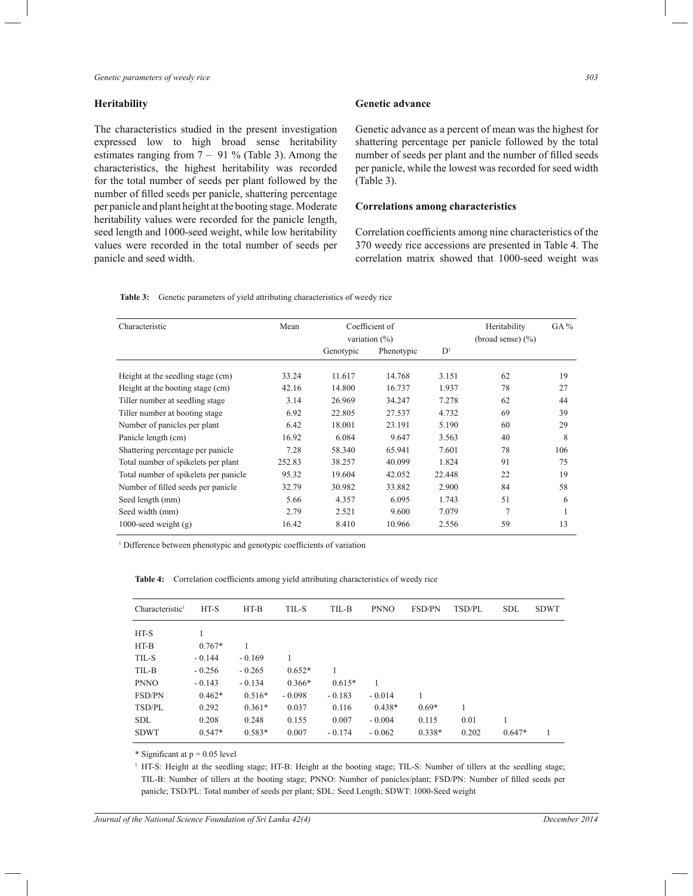### Heritability

The characteristics studied in the present investigation expressed low to high broad sense heritability estimates ranging from 7 – 91 % (Table 3). Among the characteristics, the highest heritability was recorded for the total number of seeds per plant followed by the number of filled seeds per panicle, shattering percentage per panicle and plant height at the booting stage. Moderate heritability values were recorded for the panicle length, seed length and 1000-seed weight, while low heritability values were recorded in the total number of seeds per panicle and seed width.

### Genetic advance

Genetic advance as a percent of mean was the highest for shattering percentage per panicle followed by the total number of seeds per plant and the number of filled seeds per panicle, while the lowest was recorded for seed width (Table 3).

### Correlations among characteristics

Correlation coefficients among nine characteristics of the 370 weedy rice accessions are presented in Table 4. The correlation matrix showed that 1000-seed weight was

**Table 3:** Genetic parameters of yield attributing characteristics of weedy rice

| Characteristic | Mean | Coefficient of variation (%) | | D[1] | Heritability (broad sense) (%) | GA % |
|---|---|---|---|---|---|---|
| | | Genotypic | Phenotypic | | | |
| Height at the seedling stage (cm) | 33.24 | 11.617 | 14.768 | 3.151 | 62 | 19 |
| Height at the booting stage (cm) | 42.16 | 14.800 | 16.737 | 1.937 | 78 | 27 |
| Tiller number at seedling stage | 3.14 | 26.969 | 34.247 | 7.278 | 62 | 44 |
| Tiller number at booting stage | 6.92 | 22.805 | 27.537 | 4.732 | 69 | 39 |
| Number of panicles per plant | 6.42 | 18.001 | 23.191 | 5.190 | 60 | 29 |
| Panicle length (cm) | 16.92 | 6.084 | 9.647 | 3.563 | 40 | 8 |
| Shattering percentage per panicle | 7.28 | 58.340 | 65.941 | 7.601 | 78 | 106 |
| Total number of spikelets per plant | 252.83 | 38.257 | 40.099 | 1.824 | 91 | 75 |
| Total number of spikelets per panicle | 95.32 | 19.604 | 42.052 | 22.448 | 22 | 19 |
| Number of filled seeds per panicle | 32.79 | 30.982 | 33.882 | 2.900 | 84 | 58 |
| Seed length (mm) | 5.66 | 4.357 | 6.095 | 1.743 | 51 | 6 |
| Seed width (mm) | 2.79 | 2.521 | 9.600 | 7.079 | 7 | 1 |
| 1000-seed weight (g) | 16.42 | 8.410 | 10.966 | 2.556 | 59 | 13 |

[1] Difference between phenotypic and genotypic coefficients of variation

**Table 4:** Correlation coefficients among yield attributing characteristics of weedy rice

| Characteristic[1] | HT-S | HT-B | TIL-S | TIL-B | PNNO | FSD/PN | TSD/PL | SDL | SDWT |
|---|---|---|---|---|---|---|---|---|---|
| HT-S | 1 | | | | | | | | |
| HT-B | 0.767* | 1 | | | | | | | |
| TIL-S | - 0.144 | - 0.169 | 1 | | | | | | |
| TIL-B | - 0.256 | - 0.265 | 0.652* | 1 | | | | | |
| PNNO | - 0.143 | - 0.134 | 0.366* | 0.615* | 1 | | | | |
| FSD/PN | 0.462* | 0.516* | - 0.098 | - 0.183 | - 0.014 | 1 | | | |
| TSD/PL | 0.292 | 0.361* | 0.037 | 0.116 | 0.438* | 0.69* | 1 | | |
| SDL | 0.208 | 0.248 | 0.155 | 0.007 | - 0.004 | 0.115 | 0.01 | 1 | |
| SDWT | 0.547* | 0.583* | 0.007 | - 0.174 | - 0.062 | 0.338* | 0.202 | 0.647* | 1 |

\* Significant at $p = 0.05$ level

[1] HT-S: Height at the seedling stage; HT-B: Height at the booting stage; TIL-S: Number of tillers at the seedling stage; TIL-B: Number of tillers at the booting stage; PNNO: Number of panicles/plant; FSD/PN: Number of filled seeds per panicle; TSD/PL: Total number of seeds per plant; SDL: Seed Length; SDWT: 1000-Seed weight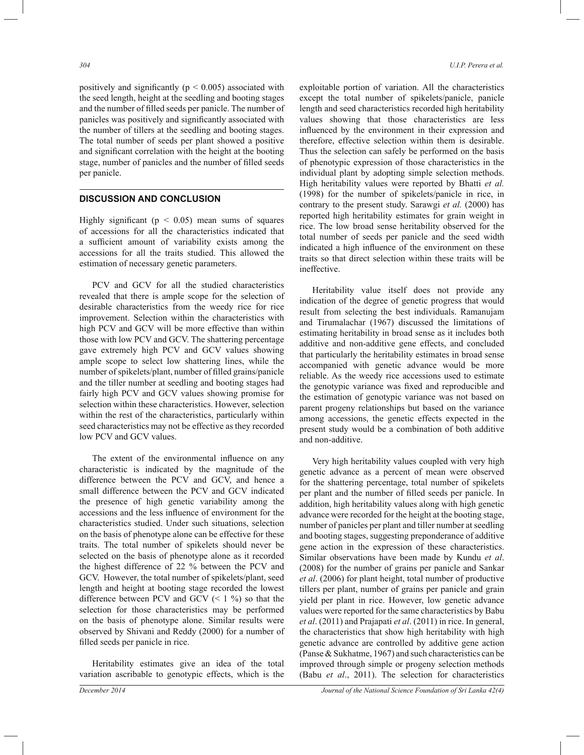positively and significantly ($p < 0.005$) associated with the seed length, height at the seedling and booting stages and the number of filled seeds per panicle. The number of panicles was positively and significantly associated with the number of tillers at the seedling and booting stages. The total number of seeds per plant showed a positive and significant correlation with the height at the booting stage, number of panicles and the number of filled seeds per panicle.

## DISCUSSION AND CONCLUSION

Highly significant ($p < 0.05$) mean sums of squares of accessions for all the characteristics indicated that a sufficient amount of variability exists among the accessions for all the traits studied. This allowed the estimation of necessary genetic parameters.

PCV and GCV for all the studied characteristics revealed that there is ample scope for the selection of desirable characteristics from the weedy rice for rice improvement. Selection within the characteristics with high PCV and GCV will be more effective than within those with low PCV and GCV. The shattering percentage gave extremely high PCV and GCV values showing ample scope to select low shattering lines, while the number of spikelets/plant, number of filled grains/panicle and the tiller number at seedling and booting stages had fairly high PCV and GCV values showing promise for selection within these characteristics. However, selection within the rest of the characteristics, particularly within seed characteristics may not be effective as they recorded low PCV and GCV values.

The extent of the environmental influence on any characteristic is indicated by the magnitude of the difference between the PCV and GCV, and hence a small difference between the PCV and GCV indicated the presence of high genetic variability among the accessions and the less influence of environment for the characteristics studied. Under such situations, selection on the basis of phenotype alone can be effective for these traits. The total number of spikelets should never be selected on the basis of phenotype alone as it recorded the highest difference of 22 % between the PCV and GCV. However, the total number of spikelets/plant, seed length and height at booting stage recorded the lowest difference between PCV and GCV (< 1 %) so that the selection for those characteristics may be performed on the basis of phenotype alone. Similar results were observed by Shivani and Reddy (2000) for a number of filled seeds per panicle in rice.

Heritability estimates give an idea of the total variation ascribable to genotypic effects, which is the exploitable portion of variation. All the characteristics except the total number of spikelets/panicle, panicle length and seed characteristics recorded high heritability values showing that those characteristics are less influenced by the environment in their expression and therefore, effective selection within them is desirable. Thus the selection can safely be performed on the basis of phenotypic expression of those characteristics in the individual plant by adopting simple selection methods. High heritability values were reported by Bhatti *et al.* (1998) for the number of spikelets/panicle in rice, in contrary to the present study. Sarawgi *et al.* (2000) has reported high heritability estimates for grain weight in rice. The low broad sense heritability observed for the total number of seeds per panicle and the seed width indicated a high influence of the environment on these traits so that direct selection within these traits will be ineffective.

Heritability value itself does not provide any indication of the degree of genetic progress that would result from selecting the best individuals. Ramanujam and Tirumalachar (1967) discussed the limitations of estimating heritability in broad sense as it includes both additive and non-additive gene effects, and concluded that particularly the heritability estimates in broad sense accompanied with genetic advance would be more reliable. As the weedy rice accessions used to estimate the genotypic variance was fixed and reproducible and the estimation of genotypic variance was not based on parent progeny relationships but based on the variance among accessions, the genetic effects expected in the present study would be a combination of both additive and non-additive.

Very high heritability values coupled with very high genetic advance as a percent of mean were observed for the shattering percentage, total number of spikelets per plant and the number of filled seeds per panicle. In addition, high heritability values along with high genetic advance were recorded for the height at the booting stage, number of panicles per plant and tiller number at seedling and booting stages, suggesting preponderance of additive gene action in the expression of these characteristics. Similar observations have been made by Kundu *et al*. (2008) for the number of grains per panicle and Sankar *et al*. (2006) for plant height, total number of productive tillers per plant, number of grains per panicle and grain yield per plant in rice. However, low genetic advance values were reported for the same characteristics by Babu *et al*. (2011) and Prajapati *et al*. (2011) in rice. In general, the characteristics that show high heritability with high genetic advance are controlled by additive gene action (Panse & Sukhatme, 1967) and such characteristics can be improved through simple or progeny selection methods (Babu *et al*., 2011). The selection for characteristics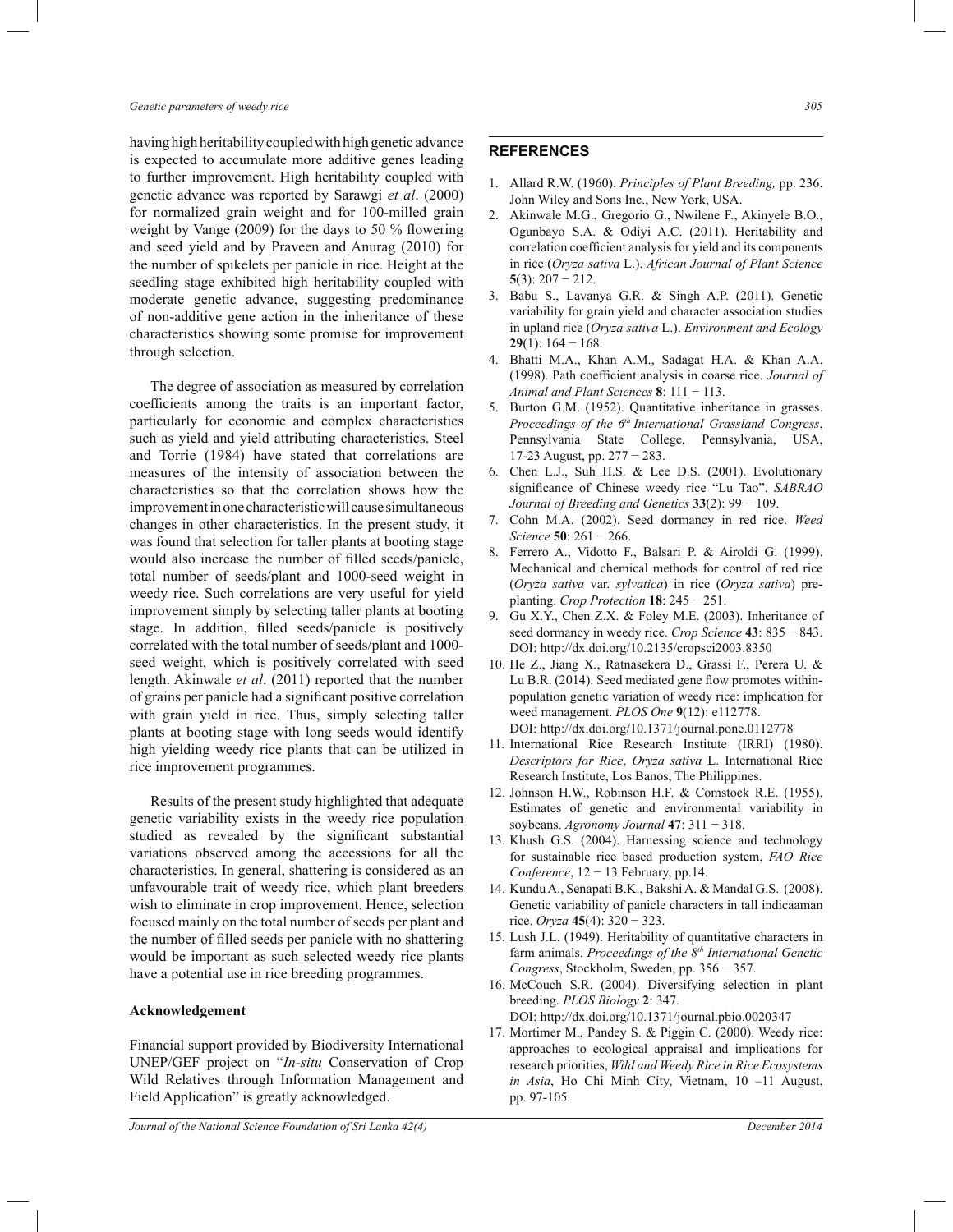having high heritability coupled with high genetic advance is expected to accumulate more additive genes leading to further improvement. High heritability coupled with genetic advance was reported by Sarawgi *et al*. (2000) for normalized grain weight and for 100-milled grain weight by Vange (2009) for the days to 50 % flowering and seed yield and by Praveen and Anurag (2010) for the number of spikelets per panicle in rice. Height at the seedling stage exhibited high heritability coupled with moderate genetic advance, suggesting predominance of non-additive gene action in the inheritance of these characteristics showing some promise for improvement through selection.

The degree of association as measured by correlation coefficients among the traits is an important factor, particularly for economic and complex characteristics such as yield and yield attributing characteristics. Steel and Torrie (1984) have stated that correlations are measures of the intensity of association between the characteristics so that the correlation shows how the improvement in one characteristic will cause simultaneous changes in other characteristics. In the present study, it was found that selection for taller plants at booting stage would also increase the number of filled seeds/panicle, total number of seeds/plant and 1000-seed weight in weedy rice. Such correlations are very useful for yield improvement simply by selecting taller plants at booting stage. In addition, filled seeds/panicle is positively correlated with the total number of seeds/plant and 1000-seed weight, which is positively correlated with seed length. Akinwale *et al*. (2011) reported that the number of grains per panicle had a significant positive correlation with grain yield in rice. Thus, simply selecting taller plants at booting stage with long seeds would identify high yielding weedy rice plants that can be utilized in rice improvement programmes.

Results of the present study highlighted that adequate genetic variability exists in the weedy rice population studied as revealed by the significant substantial variations observed among the accessions for all the characteristics. In general, shattering is considered as an unfavourable trait of weedy rice, which plant breeders wish to eliminate in crop improvement. Hence, selection focused mainly on the total number of seeds per plant and the number of filled seeds per panicle with no shattering would be important as such selected weedy rice plants have a potential use in rice breeding programmes.

**Acknowledgement**

Financial support provided by Biodiversity International UNEP/GEF project on "*In-situ* Conservation of Crop Wild Relatives through Information Management and Field Application" is greatly acknowledged.

## REFERENCES

1. Allard R.W. (1960). *Principles of Plant Breeding,* pp. 236. John Wiley and Sons Inc., New York, USA.
2. Akinwale M.G., Gregorio G., Nwilene F., Akinyele B.O., Ogunbayo S.A. & Odiyi A.C. (2011). Heritability and correlation coefficient analysis for yield and its components in rice (*Oryza sativa* L.). *African Journal of Plant Science* **5**(3): 207 − 212.
3. Babu S., Lavanya G.R. & Singh A.P. (2011). Genetic variability for grain yield and character association studies in upland rice (*Oryza sativa* L.). *Environment and Ecology* **29**(1): 164 − 168.
4. Bhatti M.A., Khan A.M., Sadagat H.A. & Khan A.A. (1998). Path coefficient analysis in coarse rice. *Journal of Animal and Plant Sciences* **8**: 111 − 113.
5. Burton G.M. (1952). Quantitative inheritance in grasses. *Proceedings of the 6th International Grassland Congress*, Pennsylvania State College, Pennsylvania, USA, 17-23 August, pp. 277 − 283.
6. Chen L.J., Suh H.S. & Lee D.S. (2001). Evolutionary significance of Chinese weedy rice "Lu Tao". *SABRAO Journal of Breeding and Genetics* **33**(2): 99 − 109.
7. Cohn M.A. (2002). Seed dormancy in red rice. *Weed Science* **50**: 261 − 266.
8. Ferrero A., Vidotto F., Balsari P. & Airoldi G. (1999). Mechanical and chemical methods for control of red rice (*Oryza sativa* var. *sylvatica*) in rice (*Oryza sativa*) pre-planting. *Crop Protection* **18**: 245 − 251.
9. Gu X.Y., Chen Z.X. & Foley M.E. (2003). Inheritance of seed dormancy in weedy rice. *Crop Science* **43**: 835 − 843. DOI: http://dx.doi.org/10.2135/cropsci2003.8350
10. He Z., Jiang X., Ratnasekera D., Grassi F., Perera U. & Lu B.R. (2014). Seed mediated gene flow promotes within-population genetic variation of weedy rice: implication for weed management. *PLOS One* **9**(12): e112778. DOI: http://dx.doi.org/10.1371/journal.pone.0112778
11. International Rice Research Institute (IRRI) (1980). *Descriptors for Rice*, *Oryza sativa* L. International Rice Research Institute, Los Banos, The Philippines.
12. Johnson H.W., Robinson H.F. & Comstock R.E. (1955). Estimates of genetic and environmental variability in soybeans. *Agronomy Journal* **47**: 311 − 318.
13. Khush G.S. (2004). Harnessing science and technology for sustainable rice based production system, *FAO Rice Conference*, 12 − 13 February, pp.14.
14. Kundu A., Senapati B.K., Bakshi A. & Mandal G.S. (2008). Genetic variability of panicle characters in tall indicaaman rice. *Oryza* **45**(4): 320 − 323.
15. Lush J.L. (1949). Heritability of quantitative characters in farm animals. *Proceedings of the 8th International Genetic Congress*, Stockholm, Sweden, pp. 356 − 357.
16. McCouch S.R. (2004). Diversifying selection in plant breeding. *PLOS Biology* **2**: 347. DOI: http://dx.doi.org/10.1371/journal.pbio.0020347
17. Mortimer M., Pandey S. & Piggin C. (2000). Weedy rice: approaches to ecological appraisal and implications for research priorities, *Wild and Weedy Rice in Rice Ecosystems in Asia*, Ho Chi Minh City, Vietnam, 10 –11 August, pp. 97-105.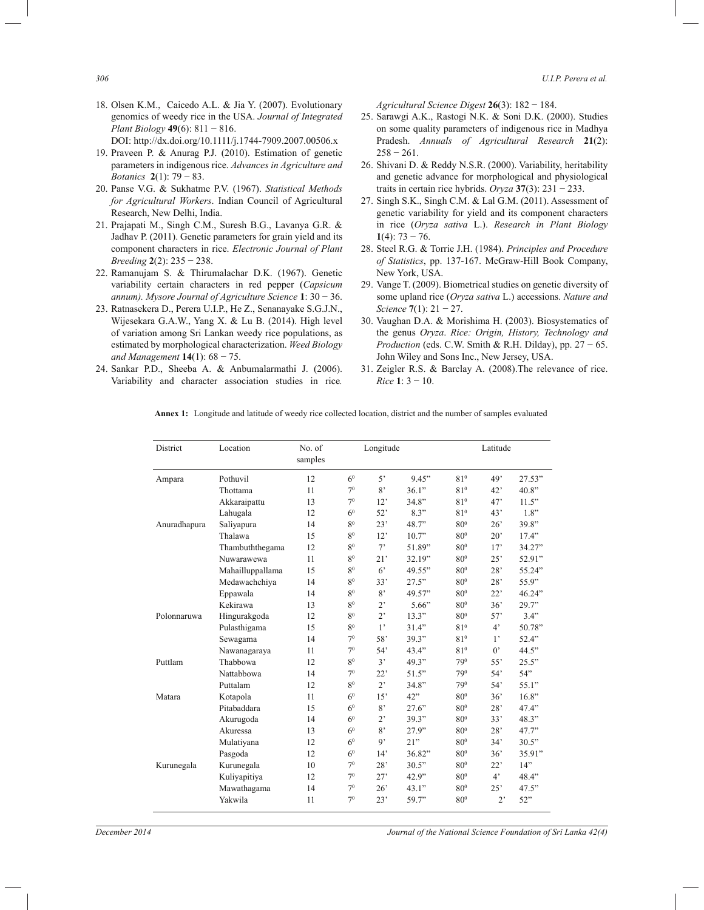18. Olsen K.M., Caicedo A.L. & Jia Y. (2007). Evolutionary genomics of weedy rice in the USA. *Journal of Integrated Plant Biology* **49**(6): 811 − 816.
    DOI: http://dx.doi.org/10.1111/j.1744-7909.2007.00506.x
19. Praveen P. & Anurag P.J. (2010). Estimation of genetic parameters in indigenous rice. *Advances in Agriculture and Botanics* **2**(1): 79 − 83.
20. Panse V.G. & Sukhatme P.V. (1967). *Statistical Methods for Agricultural Workers*. Indian Council of Agricultural Research, New Delhi, India.
21. Prajapati M., Singh C.M., Suresh B.G., Lavanya G.R. & Jadhav P. (2011). Genetic parameters for grain yield and its component characters in rice. *Electronic Journal of Plant Breeding* **2**(2): 235 − 238.
22. Ramanujam S. & Thirumalachar D.K. (1967). Genetic variability certain characters in red pepper (*Capsicum annum). Mysore Journal of Agriculture Science* **1**: 30 − 36.
23. Ratnasekera D., Perera U.I.P., He Z., Senanayake S.G.J.N., Wijesekara G.A.W., Yang X. & Lu B. (2014). High level of variation among Sri Lankan weedy rice populations, as estimated by morphological characterization. *Weed Biology and Management* **14**(1): 68 − 75.
24. Sankar P.D., Sheeba A. & Anbumalarmathi J. (2006). Variability and character association studies in rice. *Agricultural Science Digest* **26**(3): 182 − 184.
25. Sarawgi A.K., Rastogi N.K. & Soni D.K. (2000). Studies on some quality parameters of indigenous rice in Madhya Pradesh. *Annuals of Agricultural Research* **21**(2): 258 − 261.
26. Shivani D. & Reddy N.S.R. (2000). Variability, heritability and genetic advance for morphological and physiological traits in certain rice hybrids. *Oryza* **37**(3): 231 − 233.
27. Singh S.K., Singh C.M. & Lal G.M. (2011). Assessment of genetic variability for yield and its component characters in rice (*Oryza sativa* L.). *Research in Plant Biology* **1**(4): 73 − 76.
28. Steel R.G. & Torrie J.H. (1984). *Principles and Procedure of Statistics*, pp. 137-167. McGraw-Hill Book Company, New York, USA.
29. Vange T. (2009). Biometrical studies on genetic diversity of some upland rice (*Oryza sativa* L.) accessions. *Nature and Science* **7**(1): 21 − 27.
30. Vaughan D.A. & Morishima H. (2003). Biosystematics of the genus *Oryza*. *Rice: Origin, History, Technology and Production* (eds. C.W. Smith & R.H. Dilday), pp. 27 − 65. John Wiley and Sons Inc., New Jersey, USA.
31. Zeigler R.S. & Barclay A. (2008).The relevance of rice. *Rice* **1**: 3 − 10.

**Annex 1:** Longitude and latitude of weedy rice collected location, district and the number of samples evaluated

| District | Location | No. of samples | Longitude | | | Latitude | | |
|---|---|---|---|---|---|---|---|---|
| Ampara | Pothuvil | 12 | 6⁰ | 5' | 9.45" | 81⁰ | 49' | 27.53" |
| | Thottama | 11 | 7⁰ | 8' | 36.1" | 81⁰ | 42' | 40.8" |
| | Akkaraipattu | 13 | 7⁰ | 12' | 34.8" | 81⁰ | 47' | 11.5" |
| | Lahugala | 12 | 6⁰ | 52' | 8.3" | 81⁰ | 43' | 1.8" |
| Anuradhapura | Saliyapura | 14 | 8⁰ | 23' | 48.7" | 80⁰ | 26' | 39.8" |
| | Thalawa | 15 | 8⁰ | 12' | 10.7" | 80⁰ | 20' | 17.4" |
| | Thambuththegama | 12 | 8⁰ | 7' | 51.89" | 80⁰ | 17' | 34.27" |
| | Nuwarawewa | 11 | 8⁰ | 21' | 32.19" | 80⁰ | 25' | 52.91" |
| | Mahailluppallama | 15 | 8⁰ | 6' | 49.55" | 80⁰ | 28' | 55.24" |
| | Medawachchiya | 14 | 8⁰ | 33' | 27.5" | 80⁰ | 28' | 55.9" |
| | Eppawala | 14 | 8⁰ | 8' | 49.57" | 80⁰ | 22' | 46.24" |
| | Kekirawa | 13 | 8⁰ | 2' | 5.66" | 80⁰ | 36' | 29.7" |
| Polonnaruwa | Hingurakgoda | 12 | 8⁰ | 2' | 13.3" | 80⁰ | 57' | 3.4" |
| | Pulasthigama | 15 | 8⁰ | 1' | 31.4" | 81⁰ | 4' | 50.78" |
| | Sewagama | 14 | 7⁰ | 58' | 39.3" | 81⁰ | 1' | 52.4" |
| | Nawanagaraya | 11 | 7⁰ | 54' | 43.4" | 81⁰ | 0' | 44.5" |
| Puttlam | Thabbowa | 12 | 8⁰ | 3' | 49.3" | 79⁰ | 55' | 25.5" |
| | Nattabbowa | 14 | 7⁰ | 22' | 51.5" | 79⁰ | 54' | 54" |
| | Puttalam | 12 | 8⁰ | 2' | 34.8" | 79⁰ | 54' | 55.1" |
| Matara | Kotapola | 11 | 6⁰ | 15' | 42" | 80⁰ | 36' | 16.8" |
| | Pitabaddara | 15 | 6⁰ | 8' | 27.6" | 80⁰ | 28' | 47.4" |
| | Akurugoda | 14 | 6⁰ | 2' | 39.3" | 80⁰ | 33' | 48.3" |
| | Akuressa | 13 | 6⁰ | 8' | 27.9" | 80⁰ | 28' | 47.7" |
| | Mulatiyana | 12 | 6⁰ | 9' | 21" | 80⁰ | 34' | 30.5" |
| | Pasgoda | 12 | 6⁰ | 14' | 36.82" | 80⁰ | 36' | 35.91" |
| Kurunegala | Kurunegala | 10 | 7⁰ | 28' | 30.5" | 80⁰ | 22' | 14" |
| | Kuliyapitiya | 12 | 7⁰ | 27' | 42.9" | 80⁰ | 4' | 48.4" |
| | Mawathagama | 14 | 7⁰ | 26' | 43.1" | 80⁰ | 25' | 47.5" |
| | Yakwila | 11 | 7⁰ | 23' | 59.7" | 80⁰ | 2' | 52" |